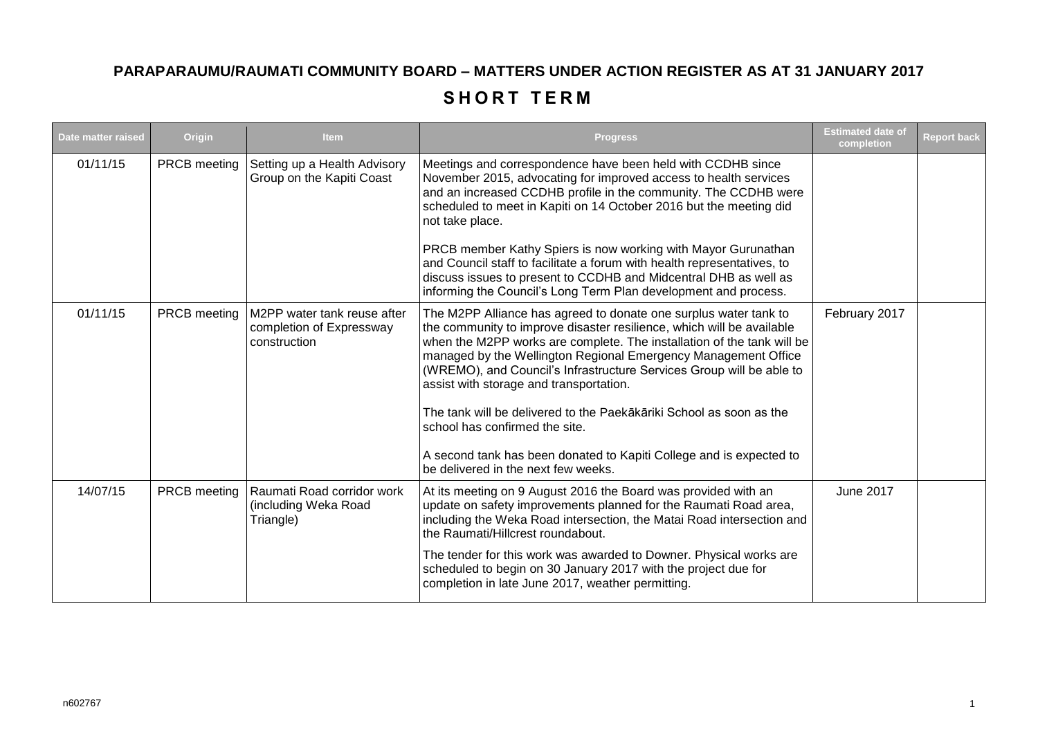# PARAPARAUMU/RAUMATI COMMUNITY BOARD – MATTERS UNDER ACTION REGISTER AS AT 31 JANUARY 2017

## SHORT TERM

| Date matter raised | Origin | Item | Progress | Estimated date of completion | Report back |
|---|---|---|---|---|---|
| 01/11/15 | PRCB meeting | Setting up a Health Advisory Group on the Kapiti Coast | Meetings and correspondence have been held with CCDHB since November 2015, advocating for improved access to health services and an increased CCDHB profile in the community. The CCDHB were scheduled to meet in Kapiti on 14 October 2016 but the meeting did not take place.<br><br>PRCB member Kathy Spiers is now working with Mayor Gurunathan and Council staff to facilitate a forum with health representatives, to discuss issues to present to CCDHB and Midcentral DHB as well as informing the Council's Long Term Plan development and process. | | |
| 01/11/15 | PRCB meeting | M2PP water tank reuse after completion of Expressway construction | The M2PP Alliance has agreed to donate one surplus water tank to the community to improve disaster resilience, which will be available when the M2PP works are complete. The installation of the tank will be managed by the Wellington Regional Emergency Management Office (WREMO), and Council's Infrastructure Services Group will be able to assist with storage and transportation.<br><br>The tank will be delivered to the Paekākāriki School as soon as the school has confirmed the site.<br><br>A second tank has been donated to Kapiti College and is expected to be delivered in the next few weeks. | February 2017 | |
| 14/07/15 | PRCB meeting | Raumati Road corridor work (including Weka Road Triangle) | At its meeting on 9 August 2016 the Board was provided with an update on safety improvements planned for the Raumati Road area, including the Weka Road intersection, the Matai Road intersection and the Raumati/Hillcrest roundabout.<br><br>The tender for this work was awarded to Downer. Physical works are scheduled to begin on 30 January 2017 with the project due for completion in late June 2017, weather permitting. | June 2017 | |

n602767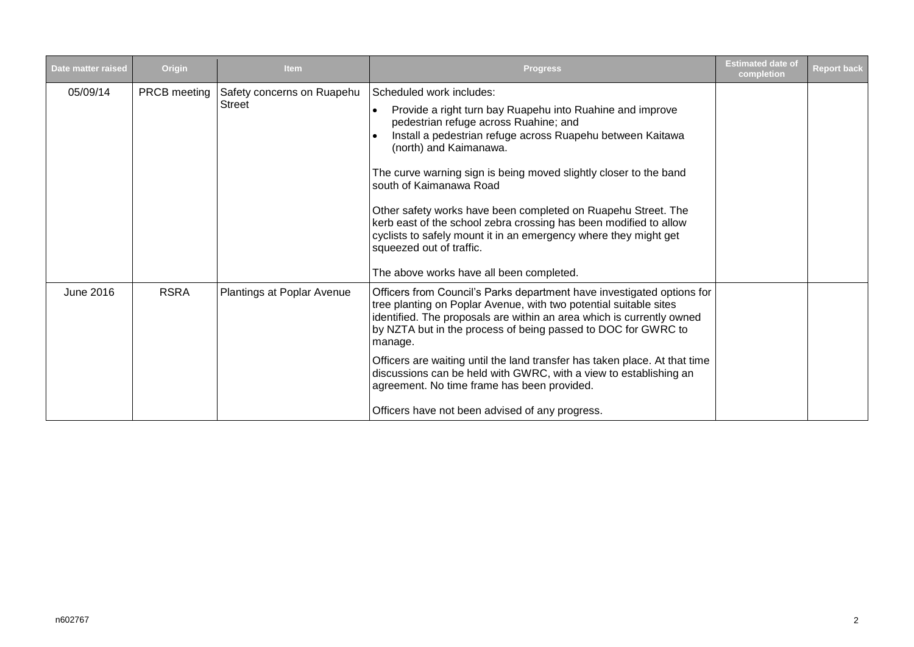| Date matter raised | Origin | Item | Progress | Estimated date of completion | Report back |
|---|---|---|---|---|---|
| 05/09/14 | PRCB meeting | Safety concerns on Ruapehu Street | Scheduled work includes:<br>• Provide a right turn bay Ruapehu into Ruahine and improve pedestrian refuge across Ruahine; and<br>• Install a pedestrian refuge across Ruapehu between Kaitawa (north) and Kaimanawa.<br><br>The curve warning sign is being moved slightly closer to the band south of Kaimanawa Road<br><br>Other safety works have been completed on Ruapehu Street. The kerb east of the school zebra crossing has been modified to allow cyclists to safely mount it in an emergency where they might get squeezed out of traffic.<br><br>The above works have all been completed. | | |
| June 2016 | RSRA | Plantings at Poplar Avenue | Officers from Council's Parks department have investigated options for tree planting on Poplar Avenue, with two potential suitable sites identified. The proposals are within an area which is currently owned by NZTA but in the process of being passed to DOC for GWRC to manage.<br><br>Officers are waiting until the land transfer has taken place. At that time discussions can be held with GWRC, with a view to establishing an agreement. No time frame has been provided.<br><br>Officers have not been advised of any progress. | | |

n602767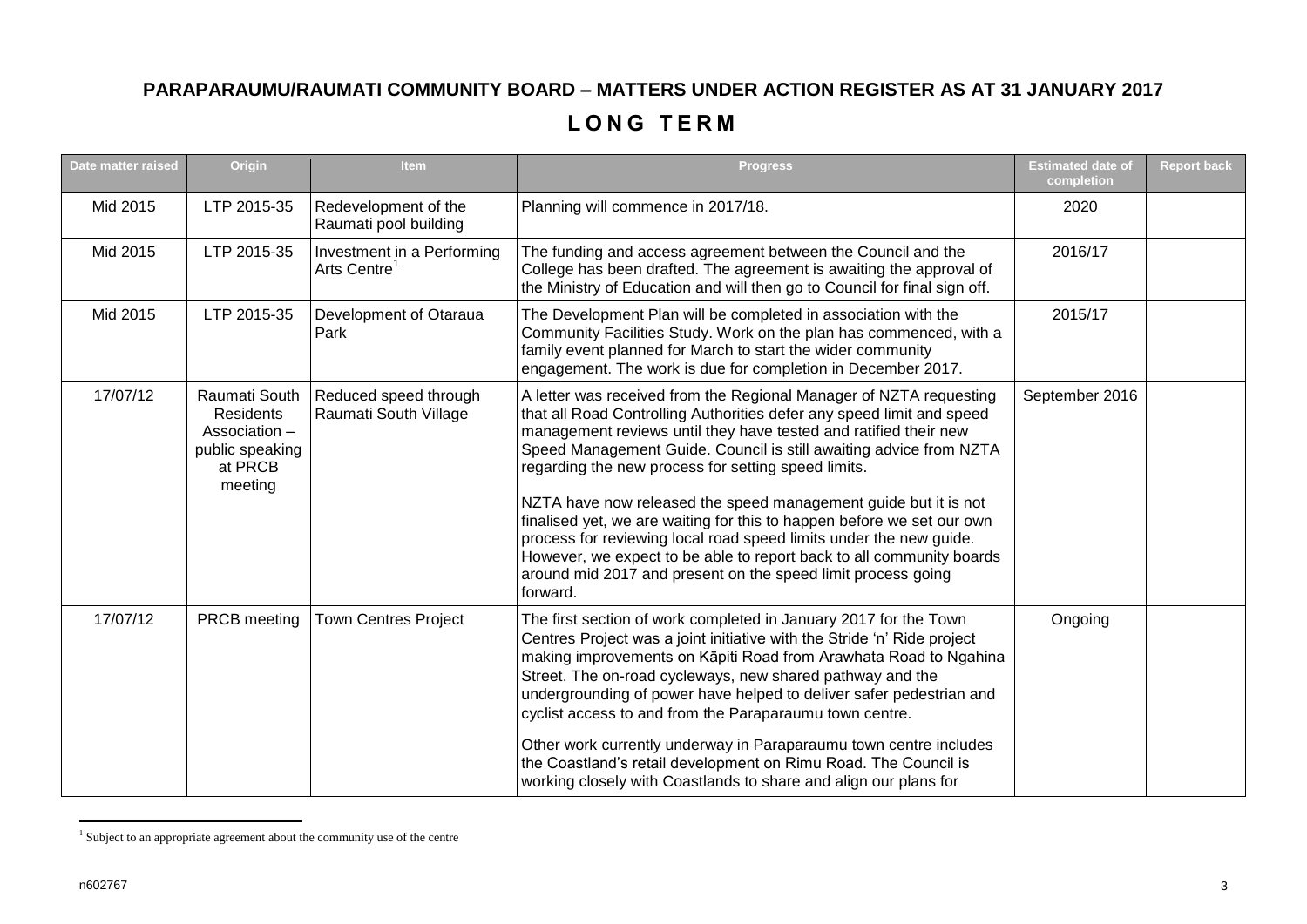## PARAPARAUMU/RAUMATI COMMUNITY BOARD – MATTERS UNDER ACTION REGISTER AS AT 31 JANUARY 2017

## LONG TERM

| Date matter raised | Origin | Item | Progress | Estimated date of completion | Report back |
|---|---|---|---|---|---|
| Mid 2015 | LTP 2015-35 | Redevelopment of the Raumati pool building | Planning will commence in 2017/18. | 2020 | |
| Mid 2015 | LTP 2015-35 | Investment in a Performing Arts Centre[1] | The funding and access agreement between the Council and the College has been drafted. The agreement is awaiting the approval of the Ministry of Education and will then go to Council for final sign off. | 2016/17 | |
| Mid 2015 | LTP 2015-35 | Development of Otaraua Park | The Development Plan will be completed in association with the Community Facilities Study. Work on the plan has commenced, with a family event planned for March to start the wider community engagement. The work is due for completion in December 2017. | 2015/17 | |
| 17/07/12 | Raumati South Residents Association – public speaking at PRCB meeting | Reduced speed through Raumati South Village | A letter was received from the Regional Manager of NZTA requesting that all Road Controlling Authorities defer any speed limit and speed management reviews until they have tested and ratified their new Speed Management Guide. Council is still awaiting advice from NZTA regarding the new process for setting speed limits.<br><br>NZTA have now released the speed management guide but it is not finalised yet, we are waiting for this to happen before we set our own process for reviewing local road speed limits under the new guide. However, we expect to be able to report back to all community boards around mid 2017 and present on the speed limit process going forward. | September 2016 | |
| 17/07/12 | PRCB meeting | Town Centres Project | The first section of work completed in January 2017 for the Town Centres Project was a joint initiative with the Stride 'n' Ride project making improvements on Kāpiti Road from Arawhata Road to Ngahina Street. The on-road cycleways, new shared pathway and the undergrounding of power have helped to deliver safer pedestrian and cyclist access to and from the Paraparaumu town centre.<br><br>Other work currently underway in Paraparaumu town centre includes the Coastland's retail development on Rimu Road. The Council is working closely with Coastlands to share and align our plans for | Ongoing | |

[1] Subject to an appropriate agreement about the community use of the centre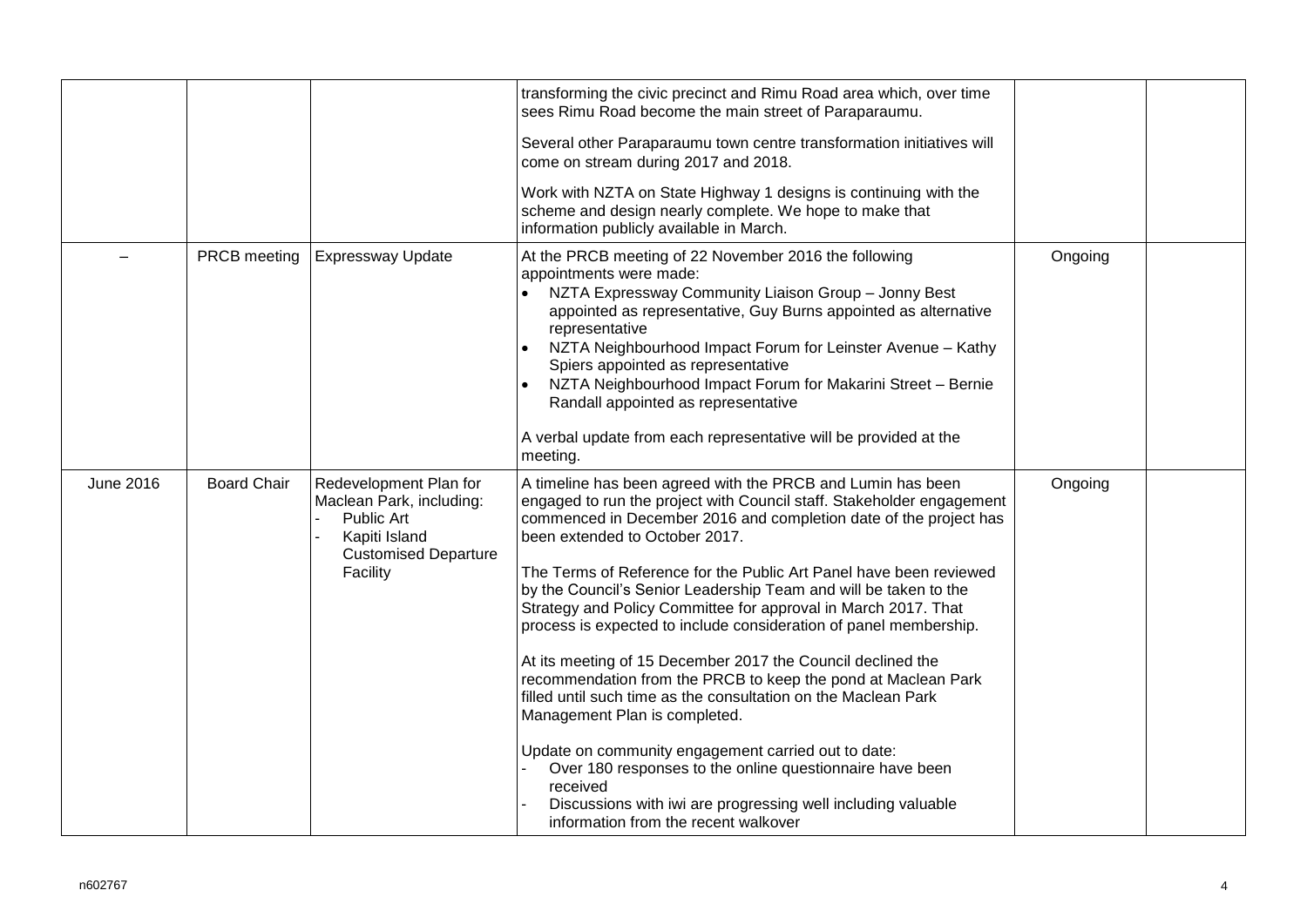| | | | | | |
|---|---|---|---|---|---|
| | | | transforming the civic precinct and Rimu Road area which, over time sees Rimu Road become the main street of Paraparaumu.<br><br>Several other Paraparaumu town centre transformation initiatives will come on stream during 2017 and 2018.<br><br>Work with NZTA on State Highway 1 designs is continuing with the scheme and design nearly complete. We hope to make that information publicly available in March. | | |
| – | PRCB meeting | Expressway Update | At the PRCB meeting of 22 November 2016 the following appointments were made:<br>• NZTA Expressway Community Liaison Group – Jonny Best appointed as representative, Guy Burns appointed as alternative representative<br>• NZTA Neighbourhood Impact Forum for Leinster Avenue – Kathy Spiers appointed as representative<br>• NZTA Neighbourhood Impact Forum for Makarini Street – Bernie Randall appointed as representative<br><br>A verbal update from each representative will be provided at the meeting. | Ongoing | |
| June 2016 | Board Chair | Redevelopment Plan for Maclean Park, including:<br>- Public Art<br>- Kapiti Island Customised Departure Facility | A timeline has been agreed with the PRCB and Lumin has been engaged to run the project with Council staff. Stakeholder engagement commenced in December 2016 and completion date of the project has been extended to October 2017.<br><br>The Terms of Reference for the Public Art Panel have been reviewed by the Council's Senior Leadership Team and will be taken to the Strategy and Policy Committee for approval in March 2017. That process is expected to include consideration of panel membership.<br><br>At its meeting of 15 December 2017 the Council declined the recommendation from the PRCB to keep the pond at Maclean Park filled until such time as the consultation on the Maclean Park Management Plan is completed.<br><br>Update on community engagement carried out to date:<br>- Over 180 responses to the online questionnaire have been received<br>- Discussions with iwi are progressing well including valuable information from the recent walkover | Ongoing | |

n602767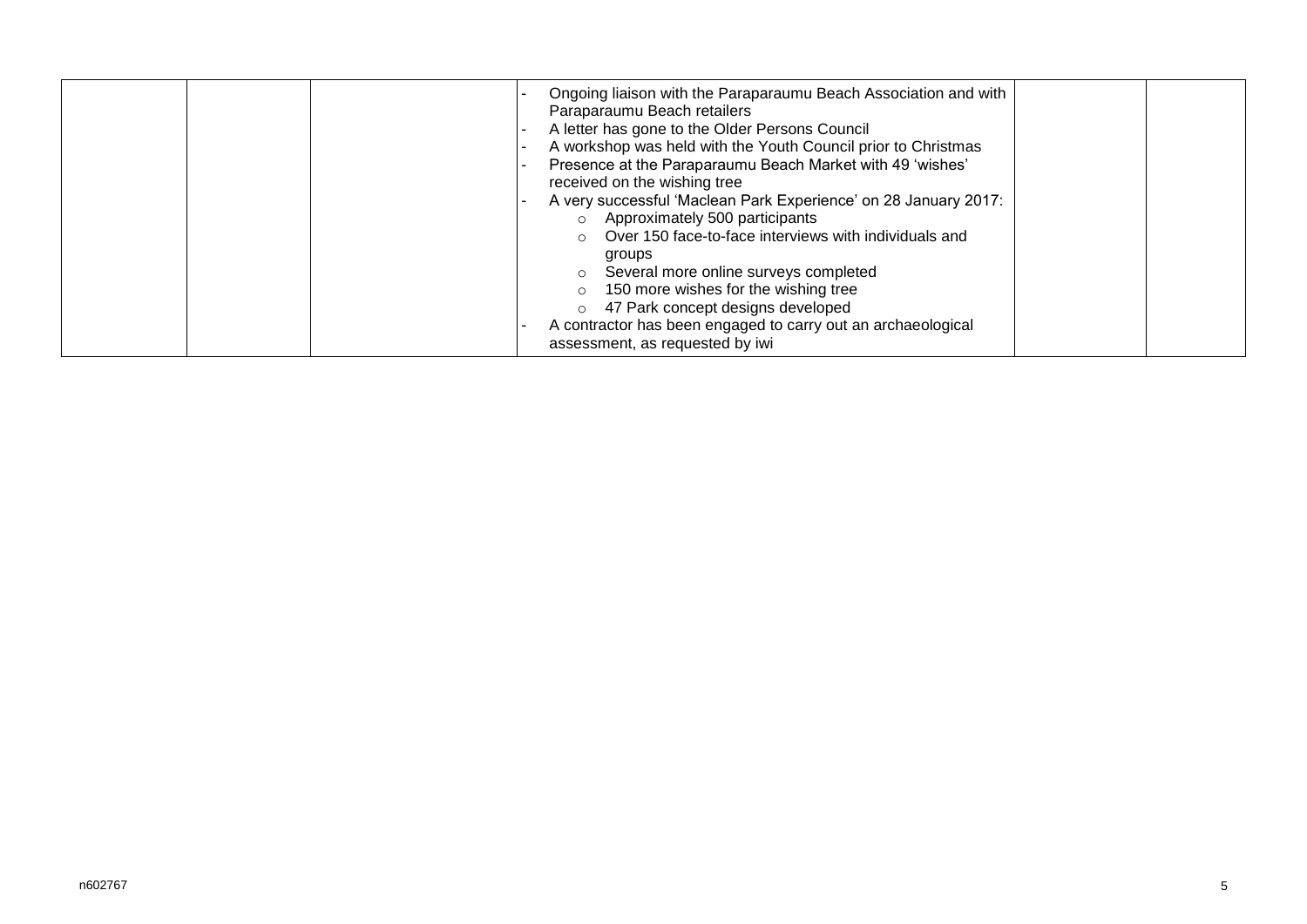| | | | | | |
|---|---|---|---|---|---|
| | | | - Ongoing liaison with the Paraparaumu Beach Association and with Paraparaumu Beach retailers<br>- A letter has gone to the Older Persons Council<br>- A workshop was held with the Youth Council prior to Christmas<br>- Presence at the Paraparaumu Beach Market with 49 'wishes' received on the wishing tree<br>- A very successful 'Maclean Park Experience' on 28 January 2017:<br>  o Approximately 500 participants<br>  o Over 150 face-to-face interviews with individuals and groups<br>  o Several more online surveys completed<br>  o 150 more wishes for the wishing tree<br>  o 47 Park concept designs developed<br>- A contractor has been engaged to carry out an archaeological assessment, as requested by iwi | | |

n602767